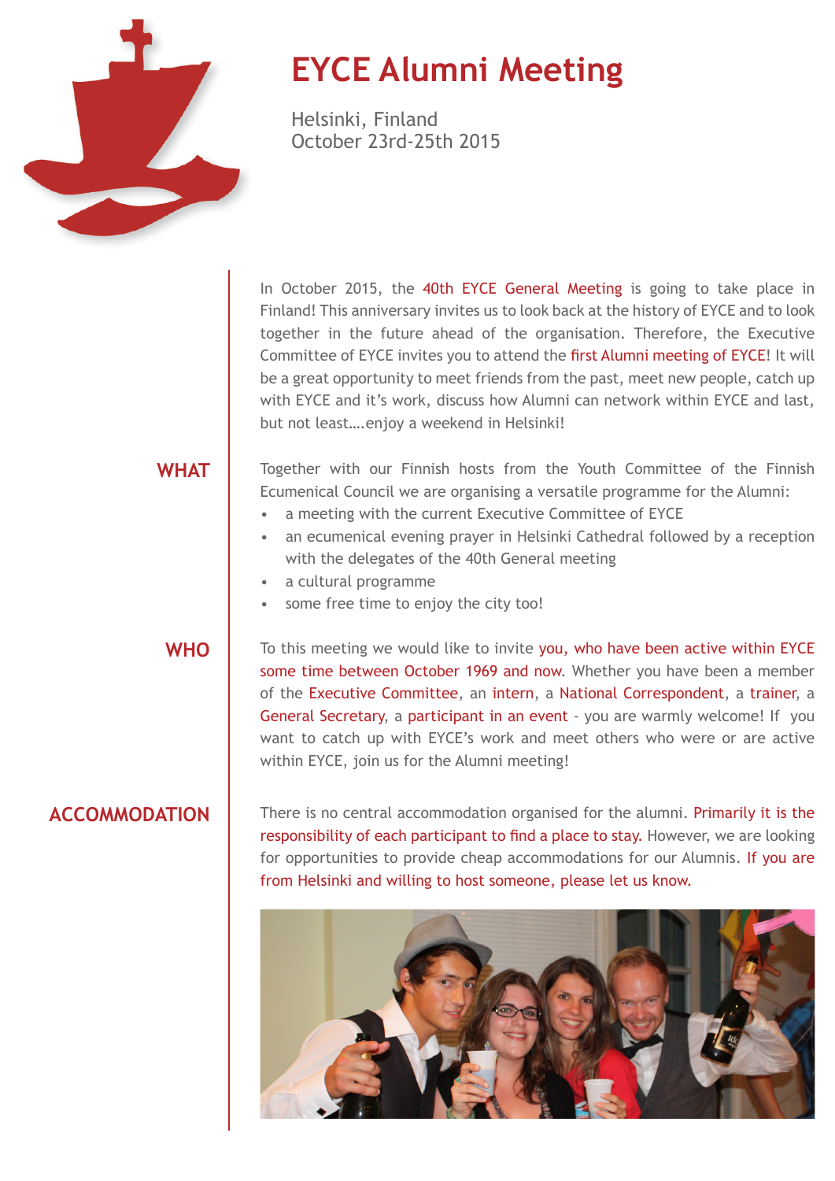# EYCE Alumni Meeting

Helsinki, Finland
October 23rd-25th 2015

In October 2015, the 40th EYCE General Meeting is going to take place in Finland! This anniversary invites us to look back at the history of EYCE and to look together in the future ahead of the organisation. Therefore, the Executive Committee of EYCE invites you to attend the first Alumni meeting of EYCE! It will be a great opportunity to meet friends from the past, meet new people, catch up with EYCE and it's work, discuss how Alumni can network within EYCE and last, but not least….enjoy a weekend in Helsinki!

## WHAT

Together with our Finnish hosts from the Youth Committee of the Finnish Ecumenical Council we are organising a versatile programme for the Alumni:

- a meeting with the current Executive Committee of EYCE
- an ecumenical evening prayer in Helsinki Cathedral followed by a reception with the delegates of the 40th General meeting
- a cultural programme
- some free time to enjoy the city too!

## WHO

To this meeting we would like to invite you, who have been active within EYCE some time between October 1969 and now. Whether you have been a member of the Executive Committee, an intern, a National Correspondent, a trainer, a General Secretary, a participant in an event - you are warmly welcome! If you want to catch up with EYCE's work and meet others who were or are active within EYCE, join us for the Alumni meeting!

## ACCOMMODATION

There is no central accommodation organised for the alumni. Primarily it is the responsibility of each participant to find a place to stay. However, we are looking for opportunities to provide cheap accommodations for our Alumnis. If you are from Helsinki and willing to host someone, please let us know.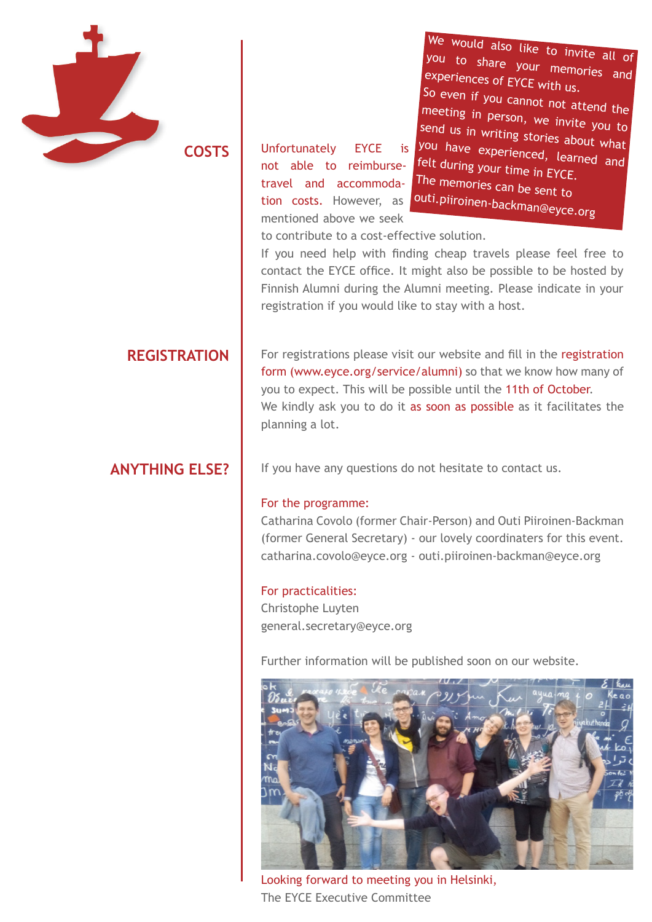We would also like to invite all of you to share your memories and experiences of EYCE with us.
So even if you cannot not attend the meeting in person, we invite you to send us in writing stories about what you have experienced, learned and felt during your time in EYCE.
The memories can be sent to outi.piiroinen-backman@eyce.org

## COSTS

Unfortunately EYCE is not able to reimburse-travel and accommodation costs. However, as mentioned above we seek to contribute to a cost-effective solution.
If you need help with finding cheap travels please feel free to contact the EYCE office. It might also be possible to be hosted by Finnish Alumni during the Alumni meeting. Please indicate in your registration if you would like to stay with a host.

## REGISTRATION

For registrations please visit our website and fill in the registration form (www.eyce.org/service/alumni) so that we know how many of you to expect. This will be possible until the 11th of October.
We kindly ask you to do it as soon as possible as it facilitates the planning a lot.

## ANYTHING ELSE?

If you have any questions do not hesitate to contact us.

For the programme:
Catharina Covolo (former Chair-Person) and Outi Piiroinen-Backman (former General Secretary) - our lovely coordinaters for this event.
catharina.covolo@eyce.org - outi.piiroinen-backman@eyce.org

For practicalities:
Christophe Luyten
general.secretary@eyce.org

Further information will be published soon on our website.

Looking forward to meeting you in Helsinki,
The EYCE Executive Committee